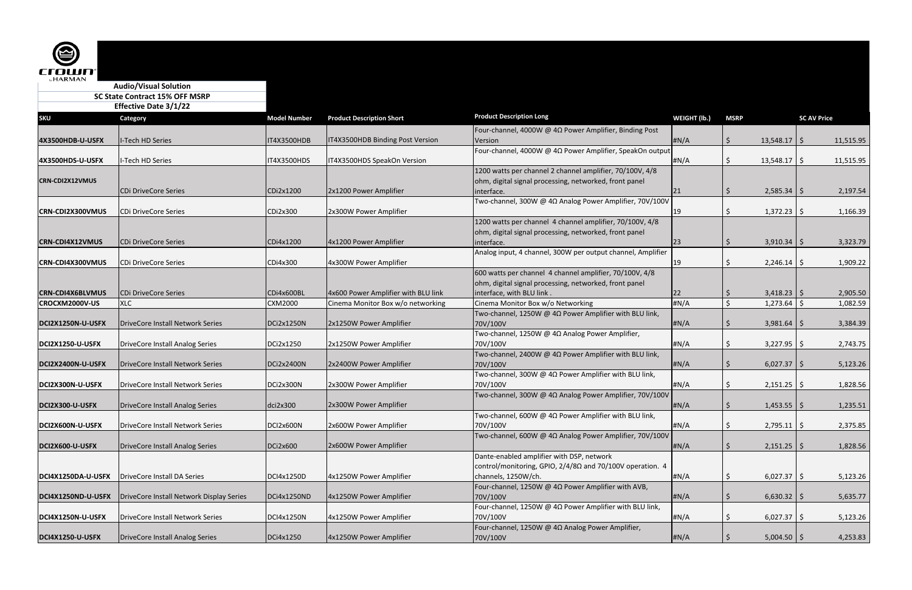**Audio/Visual Solution**
**SC State Contract 15% OFF MSRP**
**Effective Date 3/1/22**

| SKU | Category | Model Number | Product Description Short | Product Description Long | WEIGHT (lb.) | MSRP | SC AC Price |
|---|---|---|---|---|---|---|---|
| 4X3500HDB-U-USFX | I-Tech HD Series | IT4X3500HDB | IT4X3500HDB Binding Post Version | Four-channel, 4000W @ 4Ω Power Amplifier, Binding Post Version | #N/A | $ 13,548.17 | $ 11,515.95 |
| 4X3500HDS-U-USFX | I-Tech HD Series | IT4X3500HDS | IT4X3500HDS SpeakOn Version | Four-channel, 4000W @ 4Ω Power Amplifier, SpeakOn output | #N/A | $ 13,548.17 | $ 11,515.95 |
| CRN-CDI2X12VMUS | CDi DriveCore Series | CDi2x1200 | 2x1200 Power Amplifier | 1200 watts per channel 2 channel amplifier, 70/100V, 4/8 ohm, digital signal processing, networked, front panel interface. | 21 | $ 2,585.34 | $ 2,197.54 |
| CRN-CDI2X300VMUS | CDi DriveCore Series | CDi2x300 | 2x300W Power Amplifier | Two-channel, 300W @ 4Ω Analog Power Amplifier, 70V/100V | 19 | $ 1,372.23 | $ 1,166.39 |
| CRN-CDI4X12VMUS | CDi DriveCore Series | CDi4x1200 | 4x1200 Power Amplifier | 1200 watts per channel 4 channel amplifier, 70/100V, 4/8 ohm, digital signal processing, networked, front panel interface. | 23 | $ 3,910.34 | $ 3,323.79 |
| CRN-CDI4X300VMUS | CDi DriveCore Series | CDi4x300 | 4x300W Power Amplifier | Analog input, 4 channel, 300W per output channel, Amplifier | 19 | $ 2,246.14 | $ 1,909.22 |
| CRN-CDI4X6BLVMUS | CDi DriveCore Series | CDi4x600BL | 4x600 Power Amplifier with BLU link | 600 watts per channel 4 channel amplifier, 70/100V, 4/8 ohm, digital signal processing, networked, front panel interface, with BLU link . | 22 | $ 3,418.23 | $ 2,905.50 |
| CROCXM2000V-US | XLC | CXM2000 | Cinema Monitor Box w/o networking | Cinema Monitor Box w/o Networking | #N/A | $ 1,273.64 | $ 1,082.59 |
| DCI2X1250N-U-USFX | DriveCore Install Network Series | DCi2x1250N | 2x1250W Power Amplifier | Two-channel, 1250W @ 4Ω Power Amplifier with BLU link, 70V/100V | #N/A | $ 3,981.64 | $ 3,384.39 |
| DCI2X1250-U-USFX | DriveCore Install Analog Series | DCi2x1250 | 2x1250W Power Amplifier | Two-channel, 1250W @ 4Ω Analog Power Amplifier, 70V/100V | #N/A | $ 3,227.95 | $ 2,743.75 |
| DCI2X2400N-U-USFX | DriveCore Install Network Series | DCi2x2400N | 2x2400W Power Amplifier | Two-channel, 2400W @ 4Ω Power Amplifier with BLU link, 70V/100V | #N/A | $ 6,027.37 | $ 5,123.26 |
| DCI2X300N-U-USFX | DriveCore Install Network Series | DCi2x300N | 2x300W Power Amplifier | Two-channel, 300W @ 4Ω Power Amplifier with BLU link, 70V/100V | #N/A | $ 2,151.25 | $ 1,828.56 |
| DCI2X300-U-USFX | DriveCore Install Analog Series | dci2x300 | 2x300W Power Amplifier | Two-channel, 300W @ 4Ω Analog Power Amplifier, 70V/100V | #N/A | $ 1,453.55 | $ 1,235.51 |
| DCI2X600N-U-USFX | DriveCore Install Network Series | DCI2x600N | 2x600W Power Amplifier | Two-channel, 600W @ 4Ω Power Amplifier with BLU link, 70V/100V | #N/A | $ 2,795.11 | $ 2,375.85 |
| DCI2X600-U-USFX | DriveCore Install Analog Series | DCi2x600 | 2x600W Power Amplifier | Two-channel, 600W @ 4Ω Analog Power Amplifier, 70V/100V | #N/A | $ 2,151.25 | $ 1,828.56 |
| DCI4X1250DA-U-USFX | DriveCore Install DA Series | DCI4X1250D | 4x1250W Power Amplifier | Dante-enabled amplifier with DSP, network control/monitoring, GPIO, 2/4/8Ω and 70/100V operation. 4 channels, 1250W/ch. | #N/A | $ 6,027.37 | $ 5,123.26 |
| DCI4X1250ND-U-USFX | DriveCore Install Network Display Series | DCi4x1250ND | 4x1250W Power Amplifier | Four-channel, 1250W @ 4Ω Power Amplifier with AVB, 70V/100V | #N/A | $ 6,630.32 | $ 5,635.77 |
| DCI4X1250N-U-USFX | DriveCore Install Network Series | DCI4x1250N | 4x1250W Power Amplifier | Four-channel, 1250W @ 4Ω Power Amplifier with BLU link, 70V/100V | #N/A | $ 6,027.37 | $ 5,123.26 |
| DCI4X1250-U-USFX | DriveCore Install Analog Series | DCi4x1250 | 4x1250W Power Amplifier | Four-channel, 1250W @ 4Ω Analog Power Amplifier, 70V/100V | #N/A | $ 5,004.50 | $ 4,253.83 |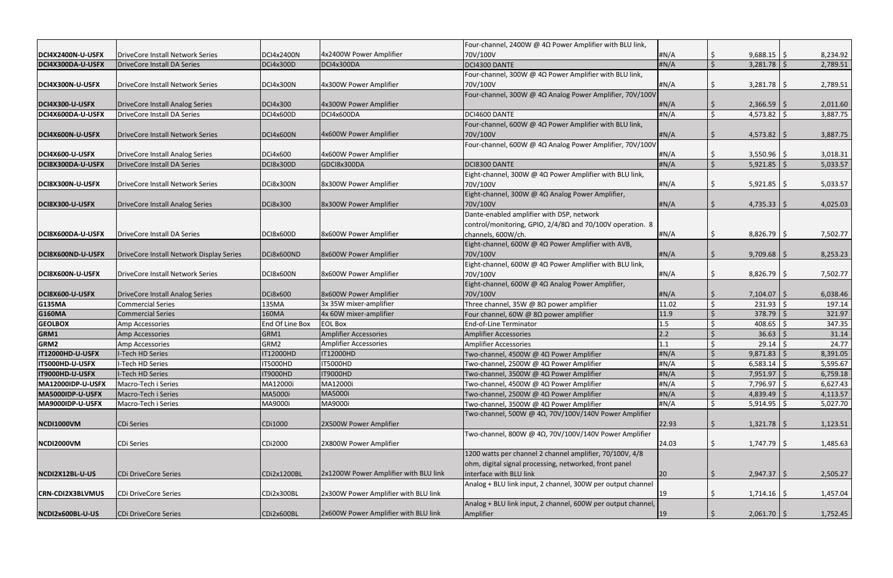| | | | | | | | |
|---|---|---|---|---|---|---|---|
| **DCI4X2400N-U-USFX** | DriveCore Install Network Series | DCI4x2400N | 4x2400W Power Amplifier | Four-channel, 2400W @ 4Ω Power Amplifier with BLU link, 70V/100V | #N/A | $ 9,688.15 | $ 8,234.92 |
| **DCI4X300DA-U-USFX** | DriveCore Install DA Series | DCi4x300D | DCI4x300DA | DCI4300 DANTE | #N/A | $ 3,281.78 | $ 2,789.51 |
| **DCI4X300N-U-USFX** | DriveCore Install Network Series | DCi4x300N | 4x300W Power Amplifier | Four-channel, 300W @ 4Ω Power Amplifier with BLU link, 70V/100V | #N/A | $ 3,281.78 | $ 2,789.51 |
| **DCI4X300-U-USFX** | DriveCore Install Analog Series | DCi4x300 | 4x300W Power Amplifier | Four-channel, 300W @ 4Ω Analog Power Amplifier, 70V/100V | #N/A | $ 2,366.59 | $ 2,011.60 |
| **DCI4X600DA-U-USFX** | DriveCore Install DA Series | DCi4x600D | DCI4x600DA | DCI4600 DANTE | #N/A | $ 4,573.82 | $ 3,887.75 |
| **DCI4X600N-U-USFX** | DriveCore Install Network Series | DCi4x600N | 4x600W Power Amplifier | Four-channel, 600W @ 4Ω Power Amplifier with BLU link, 70V/100V | #N/A | $ 4,573.82 | $ 3,887.75 |
| **DCI4X600-U-USFX** | DriveCore Install Analog Series | DCi4x600 | 4x600W Power Amplifier | Four-channel, 600W @ 4Ω Analog Power Amplifier, 70V/100V | #N/A | $ 3,550.96 | $ 3,018.31 |
| **DCI8X300DA-U-USFX** | DriveCore Install DA Series | DCI8x300D | GDCI8x300DA | DCI8300 DANTE | #N/A | $ 5,921.85 | $ 5,033.57 |
| **DCI8X300N-U-USFX** | DriveCore Install Network Series | DCi8x300N | 8x300W Power Amplifier | Eight-channel, 300W @ 4Ω Power Amplifier with BLU link, 70V/100V | #N/A | $ 5,921.85 | $ 5,033.57 |
| **DCI8X300-U-USFX** | DriveCore Install Analog Series | DCi8x300 | 8x300W Power Amplifier | Eight-channel, 300W @ 4Ω Analog Power Amplifier, 70V/100V | #N/A | $ 4,735.33 | $ 4,025.03 |
| **DCI8X600DA-U-USFX** | DriveCore Install DA Series | DCI8x600D | 8x600W Power Amplifier | Dante-enabled amplifier with DSP, network control/monitoring, GPIO, 2/4/8Ω and 70/100V operation. 8 channels, 600W/ch. | #N/A | $ 8,826.79 | $ 7,502.77 |
| **DCI8X600ND-U-USFX** | DriveCore Install Network Display Series | DCi8x600ND | 8x600W Power Amplifier | Eight-channel, 600W @ 4Ω Power Amplifier with AVB, 70V/100V | #N/A | $ 9,709.68 | $ 8,253.23 |
| **DCI8X600N-U-USFX** | DriveCore Install Network Series | DCI8x600N | 8x600W Power Amplifier | Eight-channel, 600W @ 4Ω Power Amplifier with BLU link, 70V/100V | #N/A | $ 8,826.79 | $ 7,502.77 |
| **DCI8X600-U-USFX** | DriveCore Install Analog Series | DCi8x600 | 8x600W Power Amplifier | Eight-channel, 600W @ 4Ω Analog Power Amplifier, 70V/100V | #N/A | $ 7,104.07 | $ 6,038.46 |
| **G135MA** | Commercial Series | 135MA | 3x 35W mixer-amplifier | Three channel, 35W @ 8Ω power amplifier | 11.02 | $ 231.93 | $ 197.14 |
| **G160MA** | Commercial Series | 160MA | 4x 60W mixer-amplifier | Four channel, 60W @ 8Ω power amplifier | 11.9 | $ 378.79 | $ 321.97 |
| **GEOLBOX** | Amp Accessories | End Of Line Box | EOL Box | End-of-Line Terminator | 1.5 | $ 408.65 | $ 347.35 |
| **GRM1** | Amp Accessories | GRM1 | Amplifier Accessories | Amplifier Accessories | 2.2 | $ 36.63 | $ 31.14 |
| **GRM2** | Amp Accessories | GRM2 | Amplifier Accessories | Amplifier Accessories | 1.1 | $ 29.14 | $ 24.77 |
| **IT12000HD-U-USFX** | I-Tech HD Series | IT12000HD | IT12000HD | Two-channel, 4500W @ 4Ω Power Amplifier | #N/A | $ 9,871.83 | $ 8,391.05 |
| **IT5000HD-U-USFX** | I-Tech HD Series | IT5000HD | IT5000HD | Two-channel, 2500W @ 4Ω Power Amplifier | #N/A | $ 6,583.14 | $ 5,595.67 |
| **IT9000HD-U-USFX** | I-Tech HD Series | IT9000HD | IT9000HD | Two-channel, 3500W @ 4Ω Power Amplifier | #N/A | $ 7,951.97 | $ 6,759.18 |
| **MA12000IDP-U-USFX** | Macro-Tech i Series | MA12000i | MA12000i | Two-channel, 4500W @ 4Ω Power Amplifier | #N/A | $ 7,796.97 | $ 6,627.43 |
| **MA5000IDP-U-USFX** | Macro-Tech i Series | MA5000i | MA5000i | Two-channel, 2500W @ 4Ω Power Amplifier | #N/A | $ 4,839.49 | $ 4,113.57 |
| **MA9000IDP-U-USFX** | Macro-Tech i Series | MA9000i | MA9000i | Two-channel, 3500W @ 4Ω Power Amplifier | #N/A | $ 5,914.95 | $ 5,027.70 |
| **NCDI1000VM** | CDi Series | CDi1000 | 2X500W Power Amplifier | Two-channel, 500W @ 4Ω, 70V/100V/140V Power Amplifier | 22.93 | $ 1,321.78 | $ 1,123.51 |
| **NCDI2000VM** | CDi Series | CDi2000 | 2X800W Power Amplifier | Two-channel, 800W @ 4Ω, 70V/100V/140V Power Amplifier | 24.03 | $ 1,747.79 | $ 1,485.63 |
| **NCDI2X12BL-U-US** | CDi DriveCore Series | CDi2x1200BL | 2x1200W Power Amplifier with BLU link | 1200 watts per channel 2 channel amplifier, 70/100V, 4/8 ohm, digital signal processing, networked, front panel interface with BLU link | 20 | $ 2,947.37 | $ 2,505.27 |
| **CRN-CDI2X3BLVMUS** | CDi DriveCore Series | CDi2x300BL | 2x300W Power Amplifier with BLU link | Analog + BLU link input, 2 channel, 300W per output channel | 19 | $ 1,714.16 | $ 1,457.04 |
| **NCDI2x600BL-U-US** | CDi DriveCore Series | CDi2x600BL | 2x600W Power Amplifier with BLU link | Analog + BLU link input, 2 channel, 600W per output channel, Amplifier | 19 | $ 2,061.70 | $ 1,752.45 |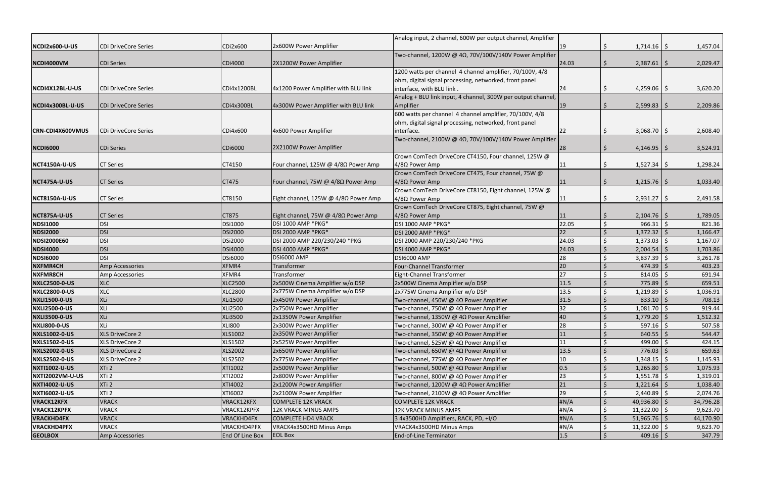| | | | | | | | |
|---|---|---|---|---|---|---|---|
| **NCDI2x600-U-US** | CDi DriveCore Series | CDi2x600 | 2x600W Power Amplifier | Analog input, 2 channel, 600W per output channel, Amplifier | 19 | $ 1,714.16 | $ 1,457.04 |
| **NCDI4000VM** | CDi Series | CDi4000 | 2X1200W Power Amplifier | Two-channel, 1200W @ 4Ω, 70V/100V/140V Power Amplifier | 24.03 | $ 2,387.61 | $ 2,029.47 |
| **NCDI4X12BL-U-US** | CDi DriveCore Series | CDi4x1200BL | 4x1200 Power Amplifier with BLU link | 1200 watts per channel 4 channel amplifier, 70/100V, 4/8 ohm, digital signal processing, networked, front panel interface, with BLU link . | 24 | $ 4,259.06 | $ 3,620.20 |
| **NCDI4x300BL-U-US** | CDi DriveCore Series | CDi4x300BL | 4x300W Power Amplifier with BLU link | Analog + BLU link input, 4 channel, 300W per output channel, Amplifier | 19 | $ 2,599.83 | $ 2,209.86 |
| **CRN-CDI4X600VMUS** | CDi DriveCore Series | CDi4x600 | 4x600 Power Amplifier | 600 watts per channel 4 channel amplifier, 70/100V, 4/8 ohm, digital signal processing, networked, front panel interface. | 22 | $ 3,068.70 | $ 2,608.40 |
| **NCDI6000** | CDi Series | CDi6000 | 2X2100W Power Amplifier | Two-channel, 2100W @ 4Ω, 70V/100V/140V Power Amplifier | 28 | $ 4,146.95 | $ 3,524.91 |
| **NCT4150A-U-US** | CT Series | CT4150 | Four channel, 125W @ 4/8Ω Power Amp | Crown ComTech DriveCore CT4150, Four channel, 125W @ 4/8Ω Power Amp | 11 | $ 1,527.34 | $ 1,298.24 |
| **NCT475A-U-US** | CT Series | CT475 | Four channel, 75W @ 4/8Ω Power Amp | Crown ComTech DriveCore CT475, Four channel, 75W @ 4/8Ω Power Amp | 11 | $ 1,215.76 | $ 1,033.40 |
| **NCT8150A-U-US** | CT Series | CT8150 | Eight channel, 125W @ 4/8Ω Power Amp | Crown ComTech DriveCore CT8150, Eight channel, 125W @ 4/8Ω Power Amp | 11 | $ 2,931.27 | $ 2,491.58 |
| **NCT875A-U-US** | CT Series | CT875 | Eight channel, 75W @ 4/8Ω Power Amp | Crown ComTech DriveCore CT875, Eight channel, 75W @ 4/8Ω Power Amp | 11 | $ 2,104.76 | $ 1,789.05 |
| **NDSI1000** | DSI | DSi1000 | DSI 1000 AMP *PKG* | DSI 1000 AMP *PKG* | 22.05 | $ 966.31 | $ 821.36 |
| **NDSI2000** | DSI | DSi2000 | DSI 2000 AMP *PKG* | DSI 2000 AMP *PKG* | 22 | $ 1,372.32 | $ 1,166.47 |
| **NDSI2000E60** | DSI | DSi2000 | DSI 2000 AMP 220/230/240 *PKG | DSI 2000 AMP 220/230/240 *PKG | 24.03 | $ 1,373.03 | $ 1,167.07 |
| **NDSI4000** | DSI | DSi4000 | DSI 4000 AMP *PKG* | DSI 4000 AMP *PKG* | 24.03 | $ 2,004.54 | $ 1,703.86 |
| **NDSI6000** | DSI | DSi6000 | DSI6000 AMP | DSI6000 AMP | 28 | $ 3,837.39 | $ 3,261.78 |
| **NXFMR4CH** | Amp Accessories | XFMR4 | Transformer | Four-Channel Transformer | 20 | $ 474.39 | $ 403.23 |
| **NXFMR8CH** | Amp Accessories | XFMR4 | Transformer | Eight-Channel Transformer | 27 | $ 814.05 | $ 691.94 |
| **NXLC2500-0-US** | XLC | XLC2500 | 2x500W Cinema Amplifier w/o DSP | 2x500W Cinema Amplifier w/o DSP | 11.5 | $ 775.89 | $ 659.51 |
| **NXLC2800-0-US** | XLC | XLC2800 | 2x775W Cinema Amplifier w/o DSP | 2x775W Cinema Amplifier w/o DSP | 13.5 | $ 1,219.89 | $ 1,036.91 |
| **NXLI1500-0-US** | XLi | XLi1500 | 2x450W Power Amplifier | Two-channel, 450W @ 4Ω Power Amplifier | 31.5 | $ 833.10 | $ 708.13 |
| **NXLI2500-0-US** | XLi | XLi2500 | 2x750W Power Amplifier | Two-channel, 750W @ 4Ω Power Amplifier | 32 | $ 1,081.70 | $ 919.44 |
| **NXLI3500-0-US** | XLi | XLi3500 | 2x1350W Power Amplifier | Two-channel, 1350W @ 4Ω Power Amplifier | 40 | $ 1,779.20 | $ 1,512.32 |
| **NXLI800-0-US** | XLi | XLI800 | 2x300W Power Amplifier | Two-channel, 300W @ 4Ω Power Amplifier | 28 | $ 597.16 | $ 507.58 |
| **NXLS1002-0-US** | XLS DriveCore 2 | XLS1002 | 2x350W Power Amplifier | Two-channel, 350W @ 4Ω Power Amplifier | 11 | $ 640.55 | $ 544.47 |
| **NXLS1502-0-US** | XLS DriveCore 2 | XLS1502 | 2x525W Power Amplifier | Two-channel, 525W @ 4Ω Power Amplifier | 11 | $ 499.00 | $ 424.15 |
| **NXLS2002-0-US** | XLS DriveCore 2 | XLS2002 | 2x650W Power Amplifier | Two-channel, 650W @ 4Ω Power Amplifier | 13.5 | $ 776.03 | $ 659.63 |
| **NXLS2502-0-US** | XLS DriveCore 2 | XLS2502 | 2x775W Power Amplifier | Two-channel, 775W @ 4Ω Power Amplifier | 10 | $ 1,348.15 | $ 1,145.93 |
| **NXTI1002-U-US** | XTi 2 | XTI1002 | 2x500W Power Amplifier | Two-channel, 500W @ 4Ω Power Amplifier | 0.5 | $ 1,265.80 | $ 1,075.93 |
| **NXTI2002VM-U-US** | XTi 2 | XTI2002 | 2x800W Power Amplifier | Two-channel, 800W @ 4Ω Power Amplifier | 23 | $ 1,551.78 | $ 1,319.01 |
| **NXTI4002-U-US** | XTi 2 | XTI4002 | 2x1200W Power Amplifier | Two-channel, 1200W @ 4Ω Power Amplifier | 21 | $ 1,221.64 | $ 1,038.40 |
| **NXTI6002-U-US** | XTi 2 | XTI6002 | 2x2100W Power Amplifier | Two-channel, 2100W @ 4Ω Power Amplifier | 29 | $ 2,440.89 | $ 2,074.76 |
| **VRACK12KFX** | VRACK | VRACK12KFX | COMPLETE 12K VRACK | COMPLETE 12K VRACK | #N/A | $ 40,936.80 | $ 34,796.28 |
| **VRACK12KPFX** | VRACK | VRACK12KPFX | 12K VRACK MINUS AMPS | 12K VRACK MINUS AMPS | #N/A | $ 11,322.00 | $ 9,623.70 |
| **VRACKHD4FX** | VRACK | VRACKHD4FX | COMPLETE HD4 VRACK | 3 4x3500HD Amplifiers, RACK, PD, +I/O | #N/A | $ 51,965.76 | $ 44,170.90 |
| **VRACKHD4PFX** | VRACK | VRACKHD4PFX | VRACK4x3500HD Minus Amps | VRACK4x3500HD Minus Amps | #N/A | $ 11,322.00 | $ 9,623.70 |
| **GEOLBOX** | Amp Accessories | End Of Line Box | EOL Box | End-of-Line Terminator | 1.5 | $ 409.16 | $ 347.79 |